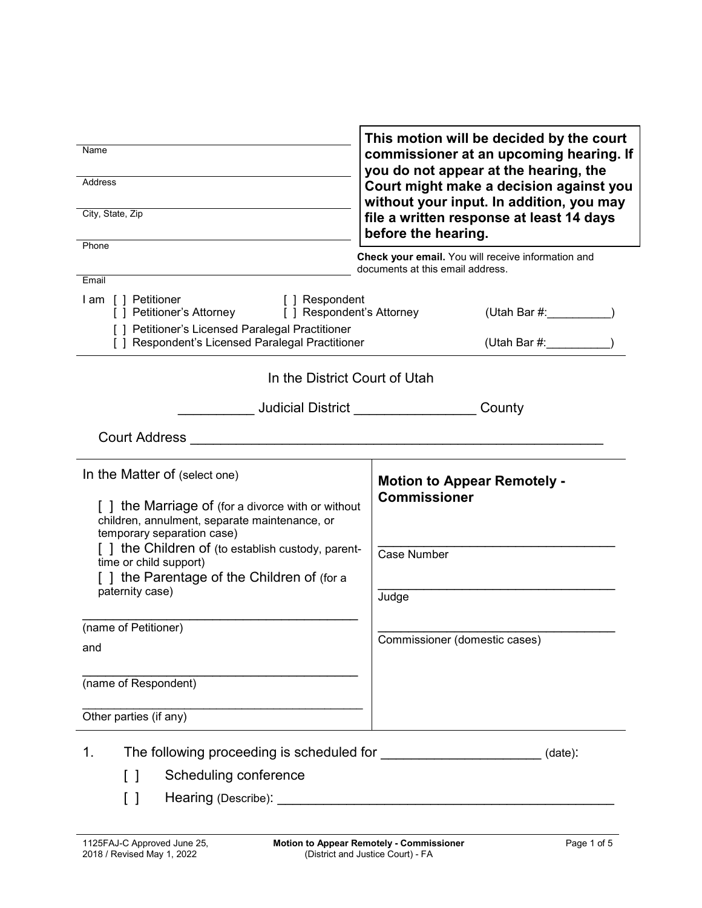Name

Address

City, State, Zip

Phone

Email

**This motion will be decided by the court commissioner at an upcoming hearing. If you do not appear at the hearing, the Court might make a decision against you without your input. In addition, you may file a written response at least 14 days before the hearing.**

**Check your email.** You will receive information and documents at this email address.

I am [ ] Petitioner [ ] Respondent
[ ] Petitioner's Attorney [ ] Respondent's Attorney (Utah Bar #:__________)
[ ] Petitioner's Licensed Paralegal Practitioner
[ ] Respondent's Licensed Paralegal Practitioner (Utah Bar #:__________)

In the District Court of Utah

__________ Judicial District ________________ County

Court Address ______________________________________________________

In the Matter of (select one)

[ ] the Marriage of (for a divorce with or without children, annulment, separate maintenance, or temporary separation case)
[ ] the Children of (to establish custody, parent-time or child support)
[ ] the Parentage of the Children of (for a paternity case)

________________________________________
(name of Petitioner)

and

________________________________________
(name of Respondent)

________________________________________
Other parties (if any)

**Motion to Appear Remotely - Commissioner**

________________________________
Case Number

________________________________
Judge

________________________________
Commissioner (domestic cases)

1. The following proceeding is scheduled for _____________________ (date):
   - [ ] Scheduling conference
   - [ ] Hearing (Describe): ____________________________________________

1125FAJ-C Approved June 25, 2018 / Revised May 1, 2022

**Motion to Appear Remotely - Commissioner** (District and Justice Court) - FA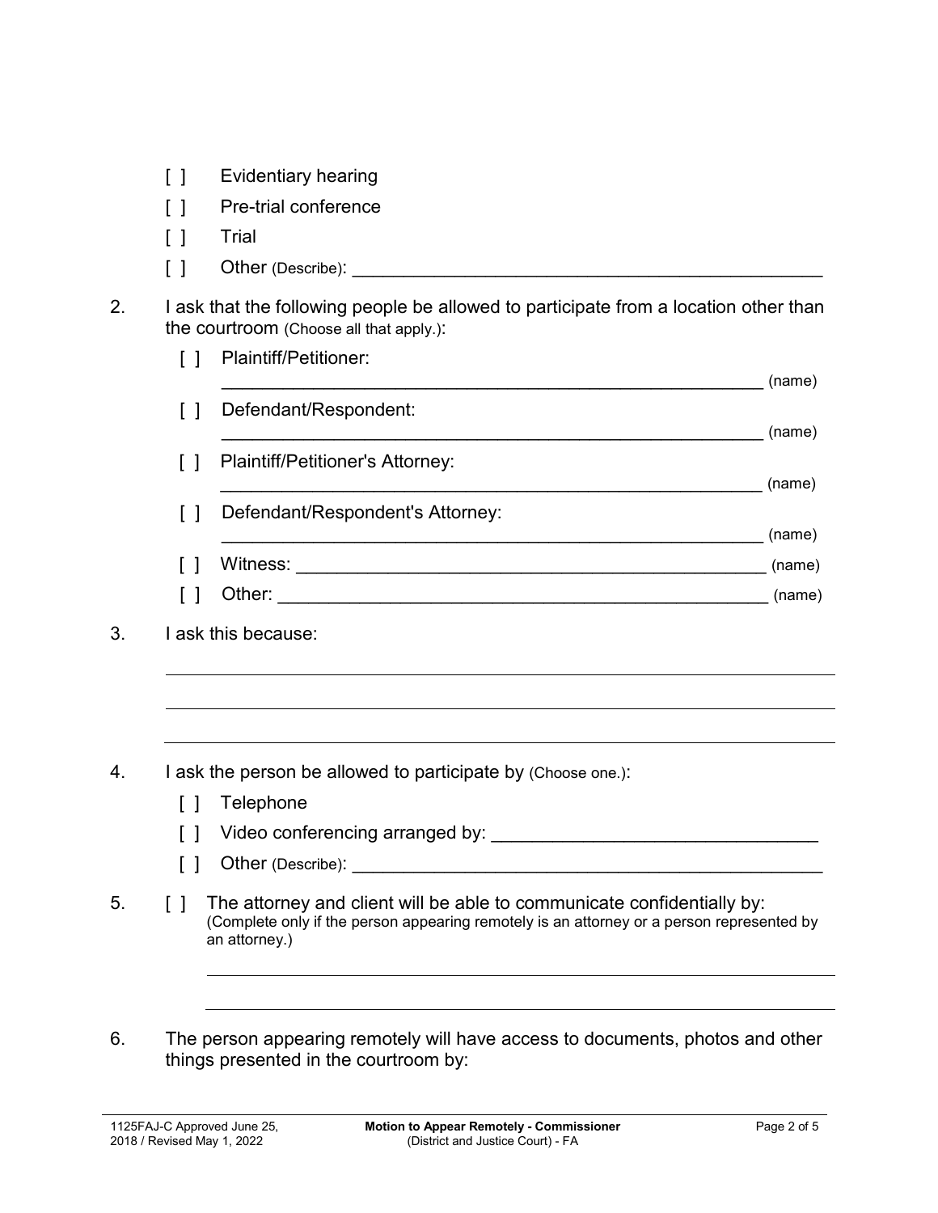[ ] Evidentiary hearing

[ ] Pre-trial conference

[ ] Trial

[ ] Other (Describe): _______________________________________________

2. I ask that the following people be allowed to participate from a location other than the courtroom (Choose all that apply.):

   [ ] Plaintiff/Petitioner:
   _______________________________________________________ (name)

   [ ] Defendant/Respondent:
   _______________________________________________________ (name)

   [ ] Plaintiff/Petitioner's Attorney:
   _______________________________________________________ (name)

   [ ] Defendant/Respondent's Attorney:
   _______________________________________________________ (name)

   [ ] Witness: _______________________________________________ (name)

   [ ] Other: _________________________________________________ (name)

3. I ask this because:

_______________________________________________________________________

_______________________________________________________________________

_______________________________________________________________________

4. I ask the person be allowed to participate by (Choose one.):

   [ ] Telephone

   [ ] Video conferencing arranged by: ________________________________

   [ ] Other (Describe): _______________________________________________

5. [ ] The attorney and client will be able to communicate confidentially by:
   (Complete only if the person appearing remotely is an attorney or a person represented by an attorney.)

   _______________________________________________________________________

   _______________________________________________________________________

6. The person appearing remotely will have access to documents, photos and other things presented in the courtroom by:

1125FAJ-C Approved June 25, 2018 / Revised May 1, 2022 | **Motion to Appear Remotely - Commissioner** (District and Justice Court) - FA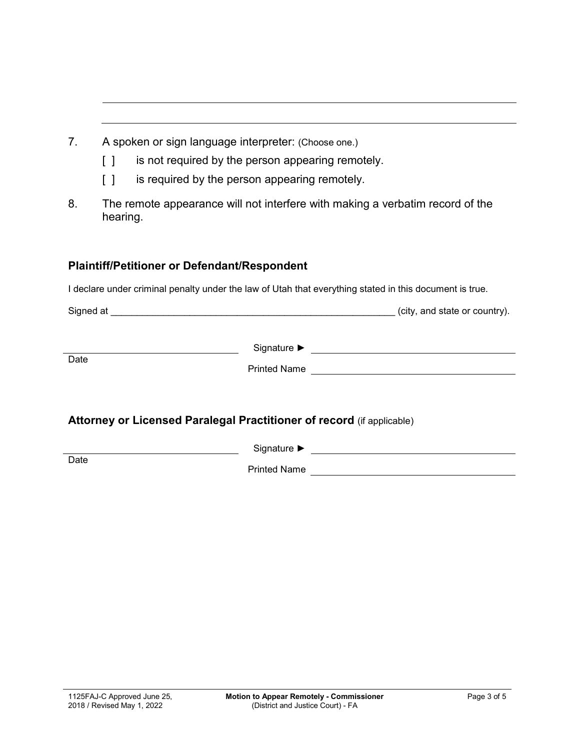\_\_\_\_\_\_\_\_\_\_\_\_\_\_\_\_\_\_\_\_\_\_\_\_\_\_\_\_\_\_\_\_\_\_\_\_\_\_\_\_\_\_\_\_\_\_\_\_\_\_\_\_\_\_\_\_\_\_\_\_

\_\_\_\_\_\_\_\_\_\_\_\_\_\_\_\_\_\_\_\_\_\_\_\_\_\_\_\_\_\_\_\_\_\_\_\_\_\_\_\_\_\_\_\_\_\_\_\_\_\_\_\_\_\_\_\_\_\_\_\_

7. A spoken or sign language interpreter: (Choose one.)
   - [ ] is not required by the person appearing remotely.
   - [ ] is required by the person appearing remotely.

8. The remote appearance will not interfere with making a verbatim record of the hearing.

### Plaintiff/Petitioner or Defendant/Respondent

I declare under criminal penalty under the law of Utah that everything stated in this document is true.

Signed at \_\_\_\_\_\_\_\_\_\_\_\_\_\_\_\_\_\_\_\_\_\_\_\_\_\_\_\_\_\_\_\_\_\_\_\_\_\_\_\_\_\_\_\_\_\_\_\_\_\_\_\_\_\_ (city, and state or country).

\_\_\_\_\_\_\_\_\_\_\_\_\_\_\_\_\_\_\_\_\_\_\_\_\_\_\_\_ Signature ► \_\_\_\_\_\_\_\_\_\_\_\_\_\_\_\_\_\_\_\_\_\_\_\_\_\_\_\_\_\_\_\_\_\_\_\_
Date Printed Name \_\_\_\_\_\_\_\_\_\_\_\_\_\_\_\_\_\_\_\_\_\_\_\_\_\_\_\_\_\_\_\_\_\_\_\_

### Attorney or Licensed Paralegal Practitioner of record (if applicable)

\_\_\_\_\_\_\_\_\_\_\_\_\_\_\_\_\_\_\_\_\_\_\_\_\_\_\_\_ Signature ► \_\_\_\_\_\_\_\_\_\_\_\_\_\_\_\_\_\_\_\_\_\_\_\_\_\_\_\_\_\_\_\_\_\_\_\_
Date Printed Name \_\_\_\_\_\_\_\_\_\_\_\_\_\_\_\_\_\_\_\_\_\_\_\_\_\_\_\_\_\_\_\_\_\_\_\_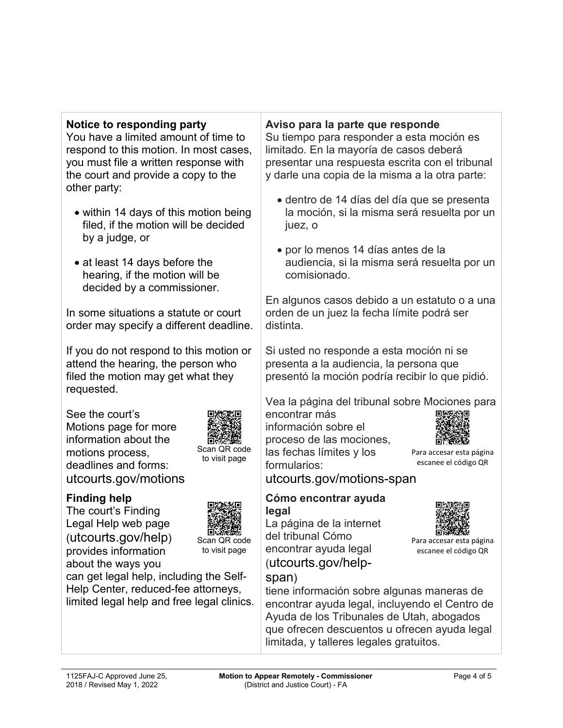**Notice to responding party**

You have a limited amount of time to respond to this motion. In most cases, you must file a written response with the court and provide a copy to the other party:

- within 14 days of this motion being filed, if the motion will be decided by a judge, or
- at least 14 days before the hearing, if the motion will be decided by a commissioner.

In some situations a statute or court order may specify a different deadline.

If you do not respond to this motion or attend the hearing, the person who filed the motion may get what they requested.

See the court's Motions page for more information about the motions process, deadlines and forms: utcourts.gov/motions

Scan QR code to visit page

**Finding help**

The court's Finding Legal Help web page (utcourts.gov/help) provides information about the ways you can get legal help, including the Self-Help Center, reduced-fee attorneys, limited legal help and free legal clinics.

Scan QR code to visit page

**Aviso para la parte que responde**

Su tiempo para responder a esta moción es limitado. En la mayoría de casos deberá presentar una respuesta escrita con el tribunal y darle una copia de la misma a la otra parte:

- dentro de 14 días del día que se presenta la moción, si la misma será resuelta por un juez, o
- por lo menos 14 días antes de la audiencia, si la misma será resuelta por un comisionado.

En algunos casos debido a un estatuto o a una orden de un juez la fecha límite podrá ser distinta.

Si usted no responde a esta moción ni se presenta a la audiencia, la persona que presentó la moción podría recibir lo que pidió.

Vea la página del tribunal sobre Mociones para encontrar más información sobre el proceso de las mociones, las fechas límites y los formularios: utcourts.gov/motions-span

Para accesar esta página escanee el código QR

**Cómo encontrar ayuda legal**

La página de la internet del tribunal Cómo encontrar ayuda legal (utcourts.gov/help-span) tiene información sobre algunas maneras de encontrar ayuda legal, incluyendo el Centro de Ayuda de los Tribunales de Utah, abogados que ofrecen descuentos u ofrecen ayuda legal limitada, y talleres legales gratuitos.

Para accesar esta página escanee el código QR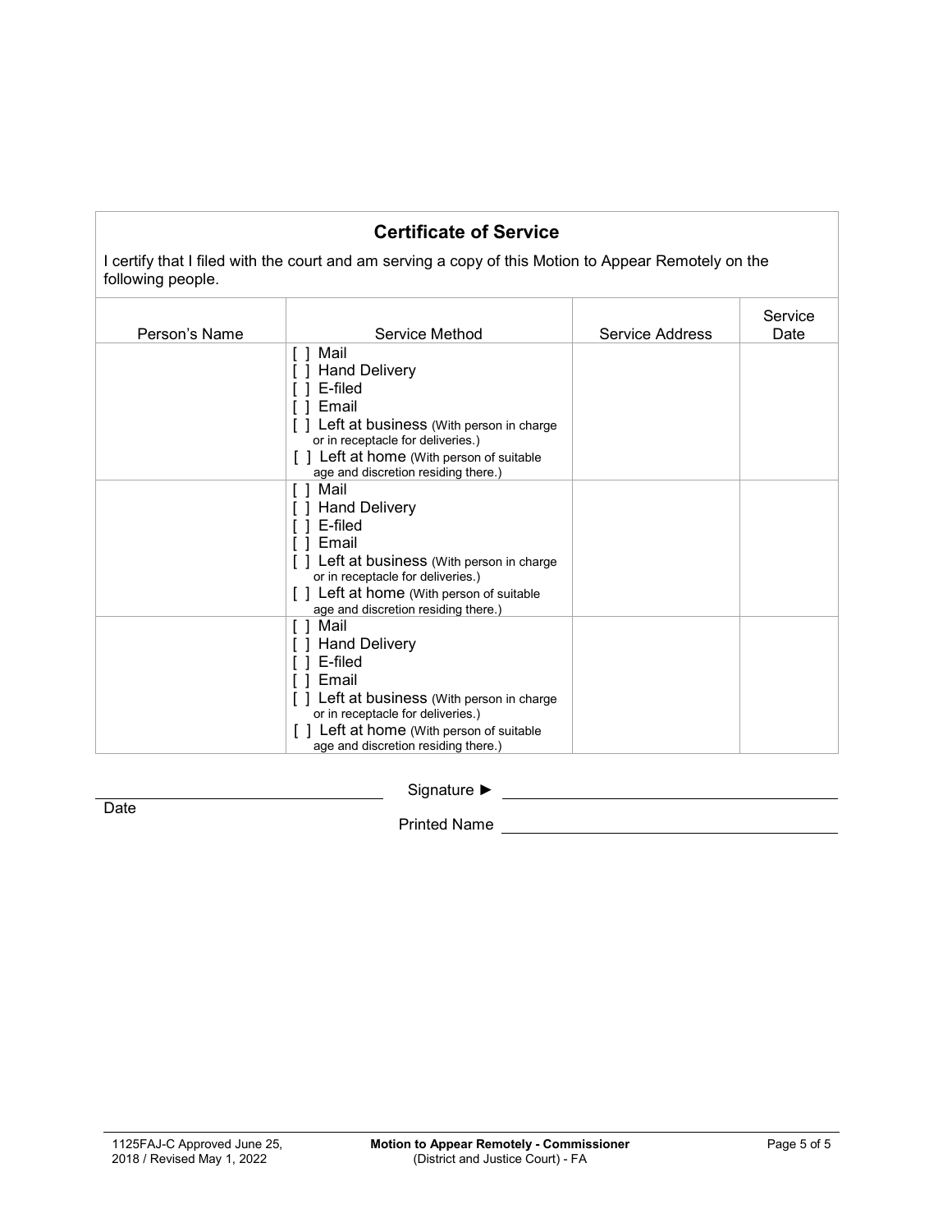## Certificate of Service

I certify that I filed with the court and am serving a copy of this Motion to Appear Remotely on the following people.

| Person's Name | Service Method | Service Address | Service Date |
| --- | --- | --- | --- |
| | [ ] Mail<br>[ ] Hand Delivery<br>[ ] E-filed<br>[ ] Email<br>[ ] Left at business (With person in charge or in receptacle for deliveries.)<br>[ ] Left at home (With person of suitable age and discretion residing there.) | | |
| | [ ] Mail<br>[ ] Hand Delivery<br>[ ] E-filed<br>[ ] Email<br>[ ] Left at business (With person in charge or in receptacle for deliveries.)<br>[ ] Left at home (With person of suitable age and discretion residing there.) | | |
| | [ ] Mail<br>[ ] Hand Delivery<br>[ ] E-filed<br>[ ] Email<br>[ ] Left at business (With person in charge or in receptacle for deliveries.)<br>[ ] Left at home (With person of suitable age and discretion residing there.) | | |

_______________________________ Signature ► _______________________________

Date

Printed Name _______________________________

1125FAJ-C Approved June 25, 2018 / Revised May 1, 2022

**Motion to Appear Remotely - Commissioner**
(District and Justice Court) - FA